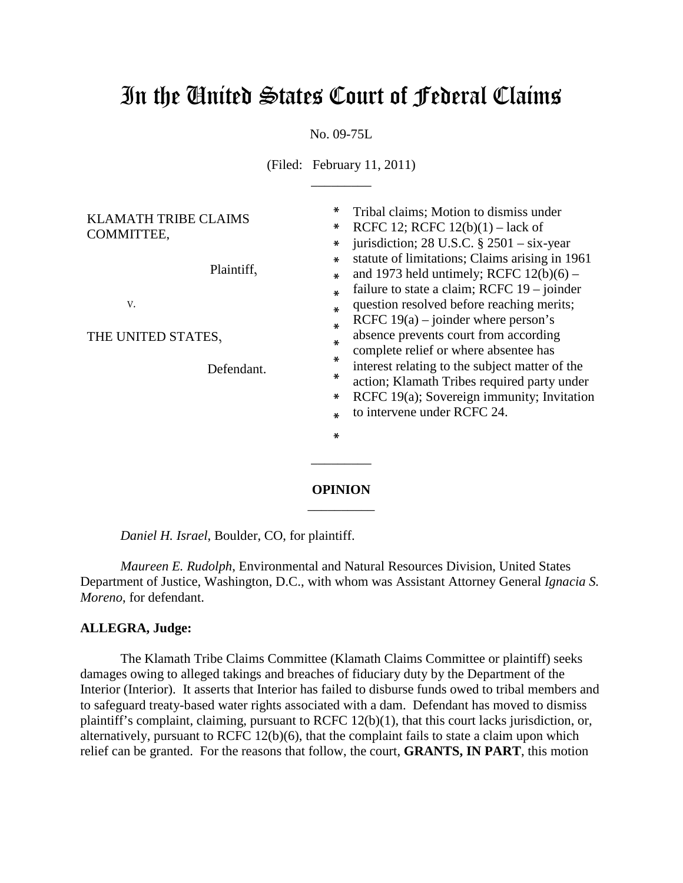# In the United States Court of Federal Claims

No. 09-75L

(Filed: February 11, 2011)

_________

KLAMATH TRIBE CLAIMS COMMITTEE,

Plaintiff,

v.

THE UNITED STATES,

Defendant.

Tribal claims; Motion to dismiss under RCFC 12; RCFC 12(b)(1) – lack of jurisdiction; 28 U.S.C. § 2501 – six-year statute of limitations; Claims arising in 1961 and 1973 held untimely; RCFC 12(b)(6) – failure to state a claim; RCFC 19 – joinder question resolved before reaching merits; RCFC 19(a) – joinder where person's absence prevents court from according complete relief or where absentee has interest relating to the subject matter of the action; Klamath Tribes required party under RCFC 19(a); Sovereign immunity; Invitation to intervene under RCFC 24.

_________

**OPINION**

_________

*Daniel H. Israel*, Boulder, CO, for plaintiff.

*Maureen E. Rudolph*, Environmental and Natural Resources Division, United States Department of Justice, Washington, D.C., with whom was Assistant Attorney General *Ignacia S. Moreno*, for defendant.

**ALLEGRA, Judge:**

The Klamath Tribe Claims Committee (Klamath Claims Committee or plaintiff) seeks damages owing to alleged takings and breaches of fiduciary duty by the Department of the Interior (Interior). It asserts that Interior has failed to disburse funds owed to tribal members and to safeguard treaty-based water rights associated with a dam. Defendant has moved to dismiss plaintiff's complaint, claiming, pursuant to RCFC 12(b)(1), that this court lacks jurisdiction, or, alternatively, pursuant to RCFC 12(b)(6), that the complaint fails to state a claim upon which relief can be granted. For the reasons that follow, the court, **GRANTS, IN PART**, this motion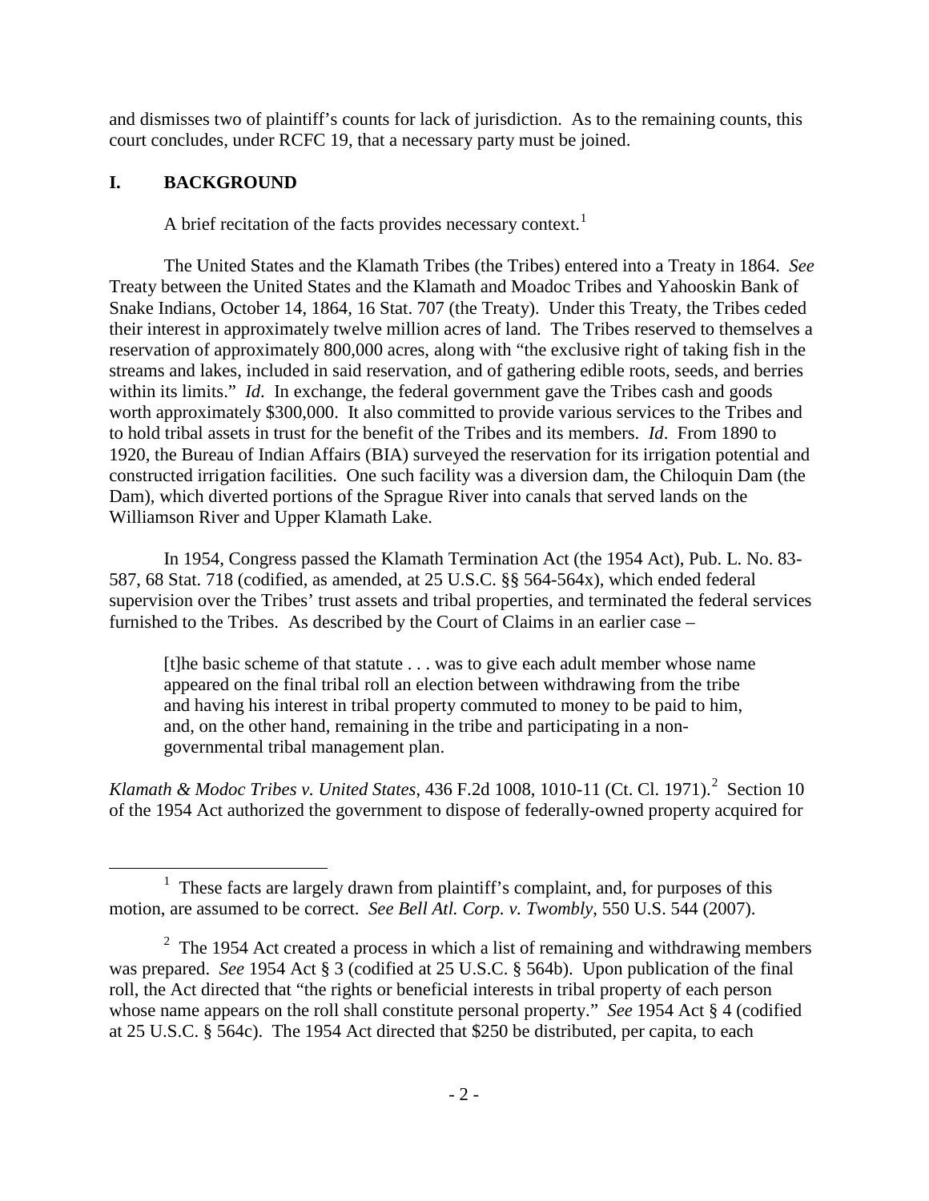and dismisses two of plaintiff's counts for lack of jurisdiction. As to the remaining counts, this court concludes, under RCFC 19, that a necessary party must be joined.

## I. BACKGROUND

A brief recitation of the facts provides necessary context.[1]

The United States and the Klamath Tribes (the Tribes) entered into a Treaty in 1864. *See* Treaty between the United States and the Klamath and Moadoc Tribes and Yahooskin Bank of Snake Indians, October 14, 1864, 16 Stat. 707 (the Treaty). Under this Treaty, the Tribes ceded their interest in approximately twelve million acres of land. The Tribes reserved to themselves a reservation of approximately 800,000 acres, along with "the exclusive right of taking fish in the streams and lakes, included in said reservation, and of gathering edible roots, seeds, and berries within its limits." *Id*. In exchange, the federal government gave the Tribes cash and goods worth approximately $300,000. It also committed to provide various services to the Tribes and to hold tribal assets in trust for the benefit of the Tribes and its members. *Id*. From 1890 to 1920, the Bureau of Indian Affairs (BIA) surveyed the reservation for its irrigation potential and constructed irrigation facilities. One such facility was a diversion dam, the Chiloquin Dam (the Dam), which diverted portions of the Sprague River into canals that served lands on the Williamson River and Upper Klamath Lake.

In 1954, Congress passed the Klamath Termination Act (the 1954 Act), Pub. L. No. 83-587, 68 Stat. 718 (codified, as amended, at 25 U.S.C. §§ 564-564x), which ended federal supervision over the Tribes' trust assets and tribal properties, and terminated the federal services furnished to the Tribes. As described by the Court of Claims in an earlier case –

> [t]he basic scheme of that statute . . . was to give each adult member whose name appeared on the final tribal roll an election between withdrawing from the tribe and having his interest in tribal property commuted to money to be paid to him, and, on the other hand, remaining in the tribe and participating in a non-governmental tribal management plan.

*Klamath & Modoc Tribes v. United States*, 436 F.2d 1008, 1010-11 (Ct. Cl. 1971).[2] Section 10 of the 1954 Act authorized the government to dispose of federally-owned property acquired for

---

[1] These facts are largely drawn from plaintiff's complaint, and, for purposes of this motion, are assumed to be correct. *See Bell Atl. Corp. v. Twombly*, 550 U.S. 544 (2007).

[2] The 1954 Act created a process in which a list of remaining and withdrawing members was prepared. *See* 1954 Act § 3 (codified at 25 U.S.C. § 564b). Upon publication of the final roll, the Act directed that "the rights or beneficial interests in tribal property of each person whose name appears on the roll shall constitute personal property." *See* 1954 Act § 4 (codified at 25 U.S.C. § 564c). The 1954 Act directed that $250 be distributed, per capita, to each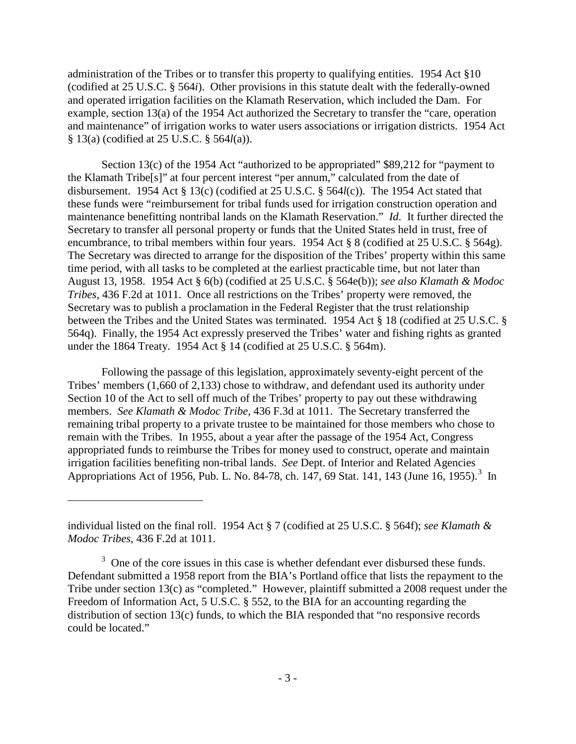administration of the Tribes or to transfer this property to qualifying entities. 1954 Act §10 (codified at 25 U.S.C. § 564*i*). Other provisions in this statute dealt with the federally-owned and operated irrigation facilities on the Klamath Reservation, which included the Dam. For example, section 13(a) of the 1954 Act authorized the Secretary to transfer the "care, operation and maintenance" of irrigation works to water users associations or irrigation districts. 1954 Act § 13(a) (codified at 25 U.S.C. § 564*l*(a)).

Section 13(c) of the 1954 Act "authorized to be appropriated" $89,212 for "payment to the Klamath Tribe[s]" at four percent interest "per annum," calculated from the date of disbursement. 1954 Act § 13(c) (codified at 25 U.S.C. § 564*l*(c)). The 1954 Act stated that these funds were "reimbursement for tribal funds used for irrigation construction operation and maintenance benefitting nontribal lands on the Klamath Reservation." *Id*. It further directed the Secretary to transfer all personal property or funds that the United States held in trust, free of encumbrance, to tribal members within four years. 1954 Act § 8 (codified at 25 U.S.C. § 564g). The Secretary was directed to arrange for the disposition of the Tribes' property within this same time period, with all tasks to be completed at the earliest practicable time, but not later than August 13, 1958. 1954 Act § 6(b) (codified at 25 U.S.C. § 564e(b)); *see also Klamath & Modoc Tribes*, 436 F.2d at 1011. Once all restrictions on the Tribes' property were removed, the Secretary was to publish a proclamation in the Federal Register that the trust relationship between the Tribes and the United States was terminated. 1954 Act § 18 (codified at 25 U.S.C. § 564q). Finally, the 1954 Act expressly preserved the Tribes' water and fishing rights as granted under the 1864 Treaty. 1954 Act § 14 (codified at 25 U.S.C. § 564m).

Following the passage of this legislation, approximately seventy-eight percent of the Tribes' members (1,660 of 2,133) chose to withdraw, and defendant used its authority under Section 10 of the Act to sell off much of the Tribes' property to pay out these withdrawing members. *See Klamath & Modoc Tribe*, 436 F.3d at 1011. The Secretary transferred the remaining tribal property to a private trustee to be maintained for those members who chose to remain with the Tribes. In 1955, about a year after the passage of the 1954 Act, Congress appropriated funds to reimburse the Tribes for money used to construct, operate and maintain irrigation facilities benefiting non-tribal lands. *See* Dept. of Interior and Related Agencies Appropriations Act of 1956, Pub. L. No. 84-78, ch. 147, 69 Stat. 141, 143 (June 16, 1955).[3] In

---

individual listed on the final roll. 1954 Act § 7 (codified at 25 U.S.C. § 564f); *see Klamath & Modoc Tribes*, 436 F.2d at 1011.

[3] One of the core issues in this case is whether defendant ever disbursed these funds. Defendant submitted a 1958 report from the BIA's Portland office that lists the repayment to the Tribe under section 13(c) as "completed." However, plaintiff submitted a 2008 request under the Freedom of Information Act, 5 U.S.C. § 552, to the BIA for an accounting regarding the distribution of section 13(c) funds, to which the BIA responded that "no responsive records could be located."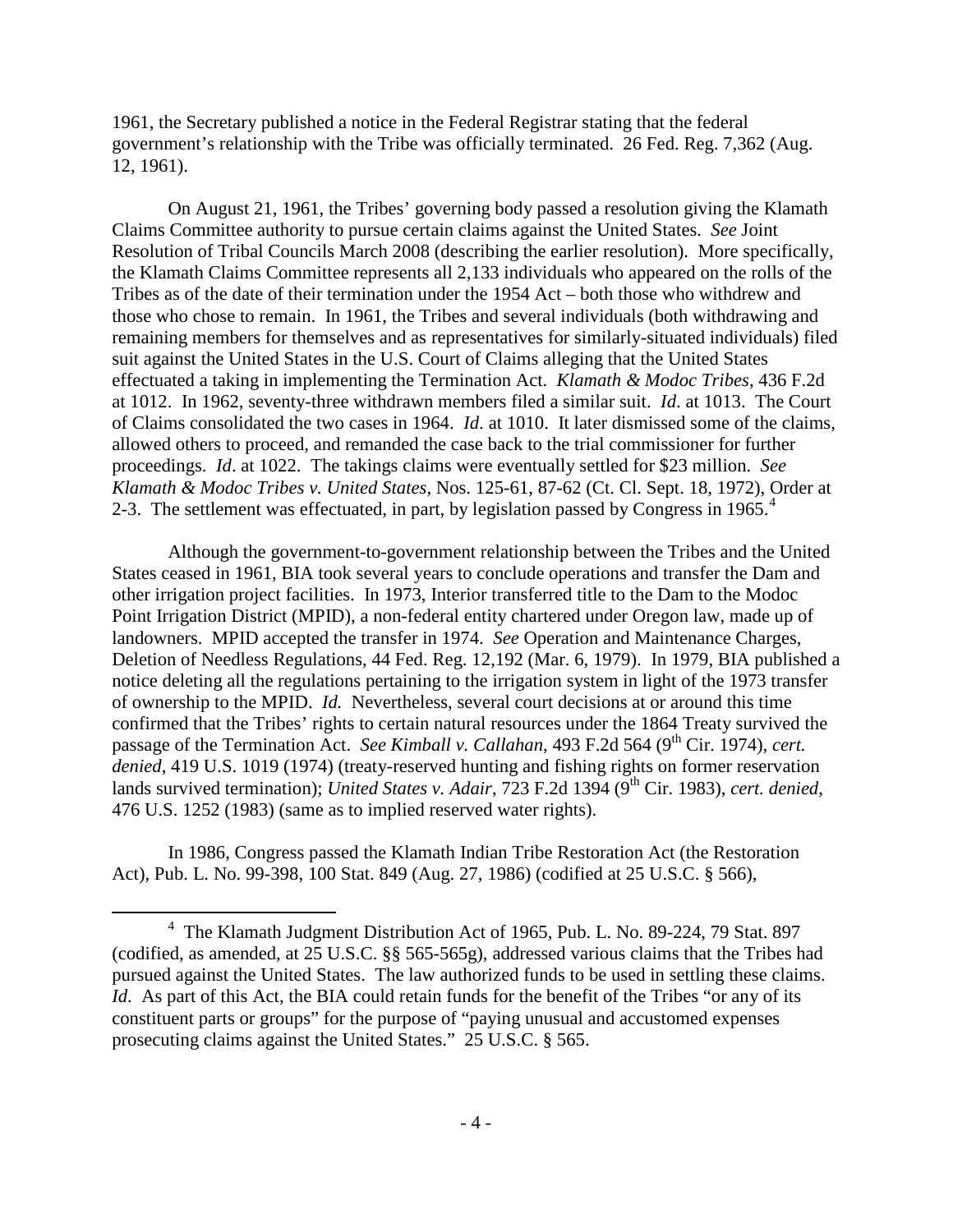1961, the Secretary published a notice in the Federal Registrar stating that the federal government's relationship with the Tribe was officially terminated. 26 Fed. Reg. 7,362 (Aug. 12, 1961).

On August 21, 1961, the Tribes' governing body passed a resolution giving the Klamath Claims Committee authority to pursue certain claims against the United States. *See* Joint Resolution of Tribal Councils March 2008 (describing the earlier resolution). More specifically, the Klamath Claims Committee represents all 2,133 individuals who appeared on the rolls of the Tribes as of the date of their termination under the 1954 Act – both those who withdrew and those who chose to remain. In 1961, the Tribes and several individuals (both withdrawing and remaining members for themselves and as representatives for similarly-situated individuals) filed suit against the United States in the U.S. Court of Claims alleging that the United States effectuated a taking in implementing the Termination Act. *Klamath & Modoc Tribes*, 436 F.2d at 1012. In 1962, seventy-three withdrawn members filed a similar suit. *Id*. at 1013. The Court of Claims consolidated the two cases in 1964. *Id*. at 1010. It later dismissed some of the claims, allowed others to proceed, and remanded the case back to the trial commissioner for further proceedings. *Id*. at 1022. The takings claims were eventually settled for $23 million. *See Klamath & Modoc Tribes v. United States*, Nos. 125-61, 87-62 (Ct. Cl. Sept. 18, 1972), Order at 2-3. The settlement was effectuated, in part, by legislation passed by Congress in 1965.[4]

Although the government-to-government relationship between the Tribes and the United States ceased in 1961, BIA took several years to conclude operations and transfer the Dam and other irrigation project facilities. In 1973, Interior transferred title to the Dam to the Modoc Point Irrigation District (MPID), a non-federal entity chartered under Oregon law, made up of landowners. MPID accepted the transfer in 1974. *See* Operation and Maintenance Charges, Deletion of Needless Regulations, 44 Fed. Reg. 12,192 (Mar. 6, 1979). In 1979, BIA published a notice deleting all the regulations pertaining to the irrigation system in light of the 1973 transfer of ownership to the MPID. *Id.* Nevertheless, several court decisions at or around this time confirmed that the Tribes' rights to certain natural resources under the 1864 Treaty survived the passage of the Termination Act. *See Kimball v. Callahan*, 493 F.2d 564 (9th Cir. 1974), *cert. denied*, 419 U.S. 1019 (1974) (treaty-reserved hunting and fishing rights on former reservation lands survived termination); *United States v. Adair*, 723 F.2d 1394 (9th Cir. 1983), *cert. denied*, 476 U.S. 1252 (1983) (same as to implied reserved water rights).

In 1986, Congress passed the Klamath Indian Tribe Restoration Act (the Restoration Act), Pub. L. No. 99-398, 100 Stat. 849 (Aug. 27, 1986) (codified at 25 U.S.C. § 566),

---

[4] The Klamath Judgment Distribution Act of 1965, Pub. L. No. 89-224, 79 Stat. 897 (codified, as amended, at 25 U.S.C. §§ 565-565g), addressed various claims that the Tribes had pursued against the United States. The law authorized funds to be used in settling these claims. *Id*. As part of this Act, the BIA could retain funds for the benefit of the Tribes "or any of its constituent parts or groups" for the purpose of "paying unusual and accustomed expenses prosecuting claims against the United States." 25 U.S.C. § 565.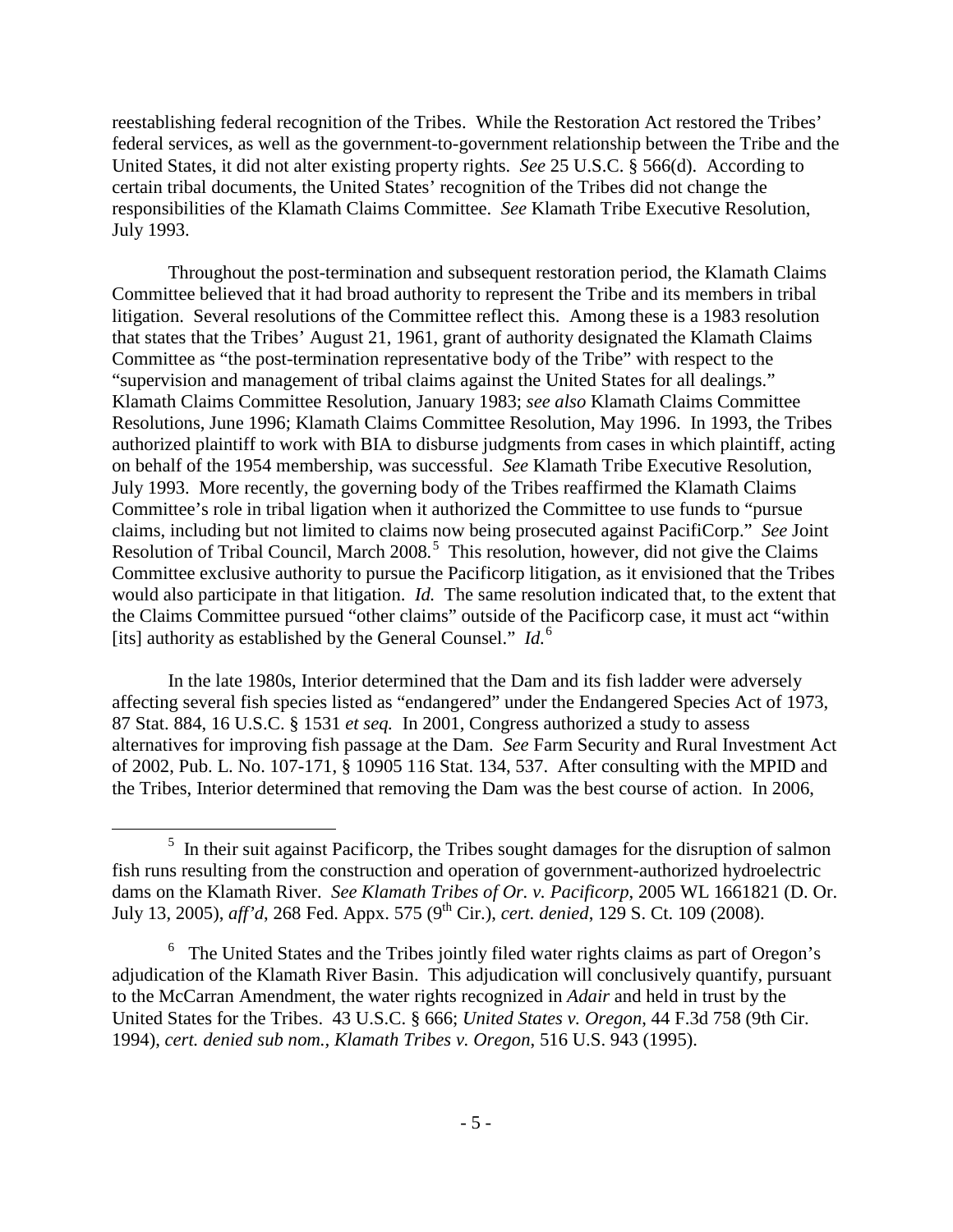reestablishing federal recognition of the Tribes. While the Restoration Act restored the Tribes' federal services, as well as the government-to-government relationship between the Tribe and the United States, it did not alter existing property rights. *See* 25 U.S.C. § 566(d). According to certain tribal documents, the United States' recognition of the Tribes did not change the responsibilities of the Klamath Claims Committee. *See* Klamath Tribe Executive Resolution, July 1993.

Throughout the post-termination and subsequent restoration period, the Klamath Claims Committee believed that it had broad authority to represent the Tribe and its members in tribal litigation. Several resolutions of the Committee reflect this. Among these is a 1983 resolution that states that the Tribes' August 21, 1961, grant of authority designated the Klamath Claims Committee as "the post-termination representative body of the Tribe" with respect to the "supervision and management of tribal claims against the United States for all dealings." Klamath Claims Committee Resolution, January 1983; *see also* Klamath Claims Committee Resolutions, June 1996; Klamath Claims Committee Resolution, May 1996. In 1993, the Tribes authorized plaintiff to work with BIA to disburse judgments from cases in which plaintiff, acting on behalf of the 1954 membership, was successful. *See* Klamath Tribe Executive Resolution, July 1993. More recently, the governing body of the Tribes reaffirmed the Klamath Claims Committee's role in tribal ligation when it authorized the Committee to use funds to "pursue claims, including but not limited to claims now being prosecuted against PacifiCorp." *See* Joint Resolution of Tribal Council, March 2008.[5] This resolution, however, did not give the Claims Committee exclusive authority to pursue the Pacificorp litigation, as it envisioned that the Tribes would also participate in that litigation. *Id.* The same resolution indicated that, to the extent that the Claims Committee pursued "other claims" outside of the Pacificorp case, it must act "within [its] authority as established by the General Counsel." *Id.*[6]

In the late 1980s, Interior determined that the Dam and its fish ladder were adversely affecting several fish species listed as "endangered" under the Endangered Species Act of 1973, 87 Stat. 884, 16 U.S.C. § 1531 *et seq.* In 2001, Congress authorized a study to assess alternatives for improving fish passage at the Dam. *See* Farm Security and Rural Investment Act of 2002, Pub. L. No. 107-171, § 10905 116 Stat. 134, 537. After consulting with the MPID and the Tribes, Interior determined that removing the Dam was the best course of action. In 2006,

[5] In their suit against Pacificorp, the Tribes sought damages for the disruption of salmon fish runs resulting from the construction and operation of government-authorized hydroelectric dams on the Klamath River. *See Klamath Tribes of Or. v. Pacificorp*, 2005 WL 1661821 (D. Or. July 13, 2005), *aff'd*, 268 Fed. Appx. 575 (9th Cir.), *cert. denied*, 129 S. Ct. 109 (2008).

[6] The United States and the Tribes jointly filed water rights claims as part of Oregon's adjudication of the Klamath River Basin. This adjudication will conclusively quantify, pursuant to the McCarran Amendment, the water rights recognized in *Adair* and held in trust by the United States for the Tribes. 43 U.S.C. § 666; *United States v. Oregon*, 44 F.3d 758 (9th Cir. 1994), *cert. denied sub nom.*, *Klamath Tribes v. Oregon*, 516 U.S. 943 (1995).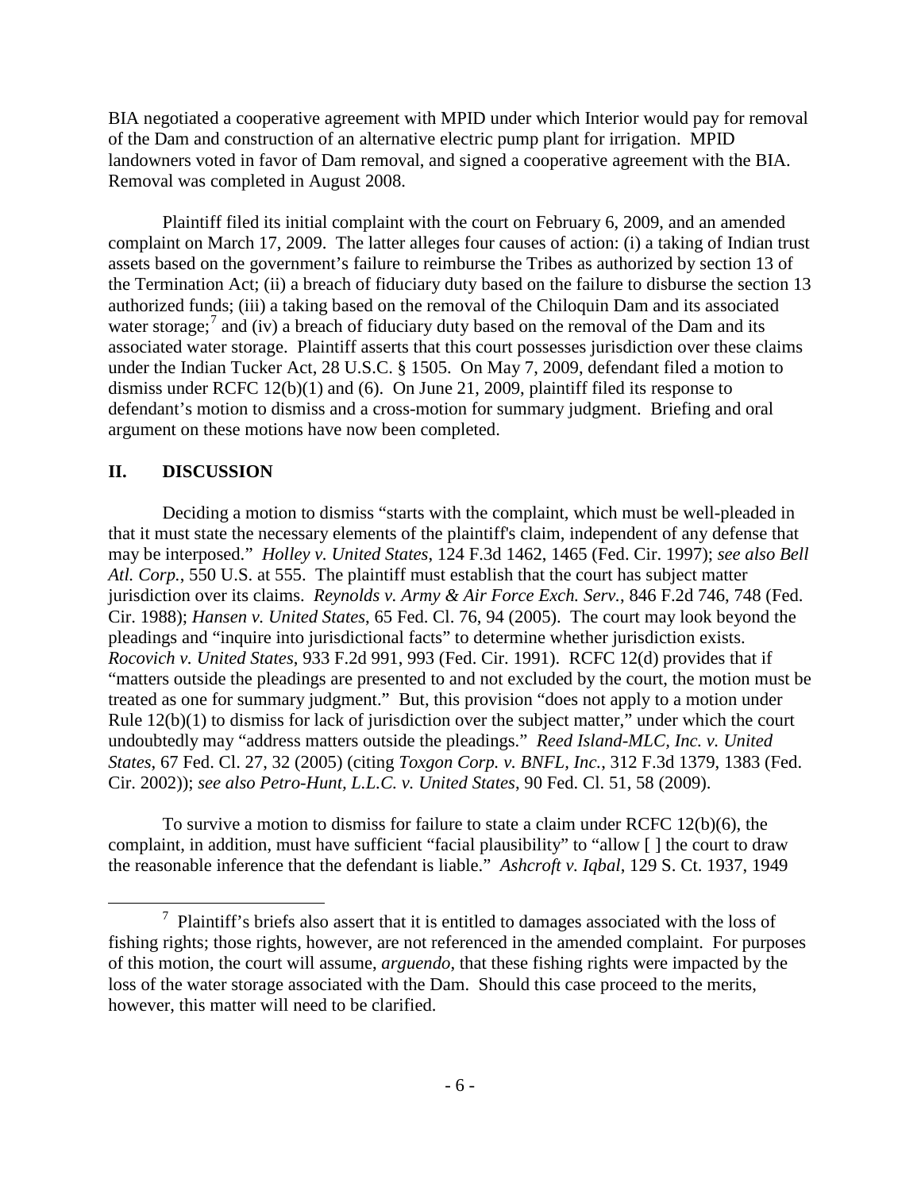BIA negotiated a cooperative agreement with MPID under which Interior would pay for removal of the Dam and construction of an alternative electric pump plant for irrigation. MPID landowners voted in favor of Dam removal, and signed a cooperative agreement with the BIA. Removal was completed in August 2008.

Plaintiff filed its initial complaint with the court on February 6, 2009, and an amended complaint on March 17, 2009. The latter alleges four causes of action: (i) a taking of Indian trust assets based on the government's failure to reimburse the Tribes as authorized by section 13 of the Termination Act; (ii) a breach of fiduciary duty based on the failure to disburse the section 13 authorized funds; (iii) a taking based on the removal of the Chiloquin Dam and its associated water storage;[7] and (iv) a breach of fiduciary duty based on the removal of the Dam and its associated water storage. Plaintiff asserts that this court possesses jurisdiction over these claims under the Indian Tucker Act, 28 U.S.C. § 1505. On May 7, 2009, defendant filed a motion to dismiss under RCFC 12(b)(1) and (6). On June 21, 2009, plaintiff filed its response to defendant's motion to dismiss and a cross-motion for summary judgment. Briefing and oral argument on these motions have now been completed.

## II. DISCUSSION

Deciding a motion to dismiss "starts with the complaint, which must be well-pleaded in that it must state the necessary elements of the plaintiff's claim, independent of any defense that may be interposed." *Holley v. United States*, 124 F.3d 1462, 1465 (Fed. Cir. 1997); *see also Bell Atl. Corp.*, 550 U.S. at 555. The plaintiff must establish that the court has subject matter jurisdiction over its claims. *Reynolds v. Army & Air Force Exch. Serv.*, 846 F.2d 746, 748 (Fed. Cir. 1988); *Hansen v. United States*, 65 Fed. Cl. 76, 94 (2005). The court may look beyond the pleadings and "inquire into jurisdictional facts" to determine whether jurisdiction exists. *Rocovich v. United States*, 933 F.2d 991, 993 (Fed. Cir. 1991). RCFC 12(d) provides that if "matters outside the pleadings are presented to and not excluded by the court, the motion must be treated as one for summary judgment." But, this provision "does not apply to a motion under Rule 12(b)(1) to dismiss for lack of jurisdiction over the subject matter," under which the court undoubtedly may "address matters outside the pleadings." *Reed Island-MLC, Inc. v. United States*, 67 Fed. Cl. 27, 32 (2005) (citing *Toxgon Corp. v. BNFL, Inc.*, 312 F.3d 1379, 1383 (Fed. Cir. 2002)); *see also Petro-Hunt, L.L.C. v. United States*, 90 Fed. Cl. 51, 58 (2009).

To survive a motion to dismiss for failure to state a claim under RCFC 12(b)(6), the complaint, in addition, must have sufficient "facial plausibility" to "allow [ ] the court to draw the reasonable inference that the defendant is liable." *Ashcroft v. Iqbal*, 129 S. Ct. 1937, 1949

---

[7] Plaintiff's briefs also assert that it is entitled to damages associated with the loss of fishing rights; those rights, however, are not referenced in the amended complaint. For purposes of this motion, the court will assume, *arguendo*, that these fishing rights were impacted by the loss of the water storage associated with the Dam. Should this case proceed to the merits, however, this matter will need to be clarified.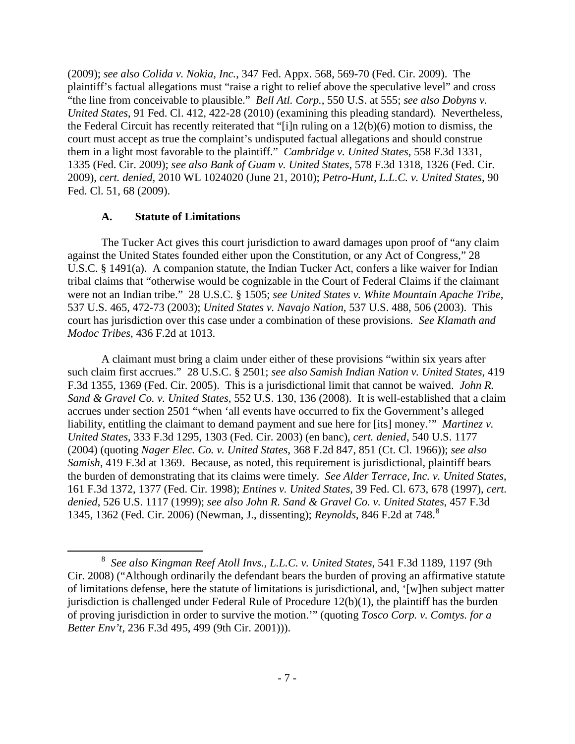(2009); *see also Colida v. Nokia, Inc.*, 347 Fed. Appx. 568, 569-70 (Fed. Cir. 2009). The plaintiff's factual allegations must "raise a right to relief above the speculative level" and cross "the line from conceivable to plausible." *Bell Atl. Corp.*, 550 U.S. at 555; *see also Dobyns v. United States*, 91 Fed. Cl. 412, 422-28 (2010) (examining this pleading standard). Nevertheless, the Federal Circuit has recently reiterated that "[i]n ruling on a 12(b)(6) motion to dismiss, the court must accept as true the complaint's undisputed factual allegations and should construe them in a light most favorable to the plaintiff." *Cambridge v. United States*, 558 F.3d 1331, 1335 (Fed. Cir. 2009); *see also Bank of Guam v. United States*, 578 F.3d 1318, 1326 (Fed. Cir. 2009), *cert. denied*, 2010 WL 1024020 (June 21, 2010); *Petro-Hunt, L.L.C. v. United States*, 90 Fed. Cl. 51, 68 (2009).

### A. Statute of Limitations

The Tucker Act gives this court jurisdiction to award damages upon proof of "any claim against the United States founded either upon the Constitution, or any Act of Congress," 28 U.S.C. § 1491(a). A companion statute, the Indian Tucker Act, confers a like waiver for Indian tribal claims that "otherwise would be cognizable in the Court of Federal Claims if the claimant were not an Indian tribe." 28 U.S.C. § 1505; *see United States v. White Mountain Apache Tribe*, 537 U.S. 465, 472-73 (2003); *United States v. Navajo Nation*, 537 U.S. 488, 506 (2003). This court has jurisdiction over this case under a combination of these provisions. *See Klamath and Modoc Tribes*, 436 F.2d at 1013.

A claimant must bring a claim under either of these provisions "within six years after such claim first accrues." 28 U.S.C. § 2501; *see also Samish Indian Nation v. United States*, 419 F.3d 1355, 1369 (Fed. Cir. 2005). This is a jurisdictional limit that cannot be waived. *John R. Sand & Gravel Co. v. United States*, 552 U.S. 130, 136 (2008). It is well-established that a claim accrues under section 2501 "when 'all events have occurred to fix the Government's alleged liability, entitling the claimant to demand payment and sue here for [its] money.'" *Martinez v. United States*, 333 F.3d 1295, 1303 (Fed. Cir. 2003) (en banc), *cert. denied*, 540 U.S. 1177 (2004) (quoting *Nager Elec. Co. v. United States*, 368 F.2d 847, 851 (Ct. Cl. 1966)); *see also Samish*, 419 F.3d at 1369. Because, as noted, this requirement is jurisdictional, plaintiff bears the burden of demonstrating that its claims were timely. *See Alder Terrace, Inc. v. United States*, 161 F.3d 1372, 1377 (Fed. Cir. 1998); *Entines v. United States*, 39 Fed. Cl. 673, 678 (1997), *cert. denied*, 526 U.S. 1117 (1999); *see also John R. Sand & Gravel Co. v. United States*, 457 F.3d 1345, 1362 (Fed. Cir. 2006) (Newman, J., dissenting); *Reynolds*, 846 F.2d at 748.[8]

---

[8] *See also Kingman Reef Atoll Invs., L.L.C. v. United States*, 541 F.3d 1189, 1197 (9th Cir. 2008) ("Although ordinarily the defendant bears the burden of proving an affirmative statute of limitations defense, here the statute of limitations is jurisdictional, and, '[w]hen subject matter jurisdiction is challenged under Federal Rule of Procedure 12(b)(1), the plaintiff has the burden of proving jurisdiction in order to survive the motion.'" (quoting *Tosco Corp. v. Comtys. for a Better Env't*, 236 F.3d 495, 499 (9th Cir. 2001))).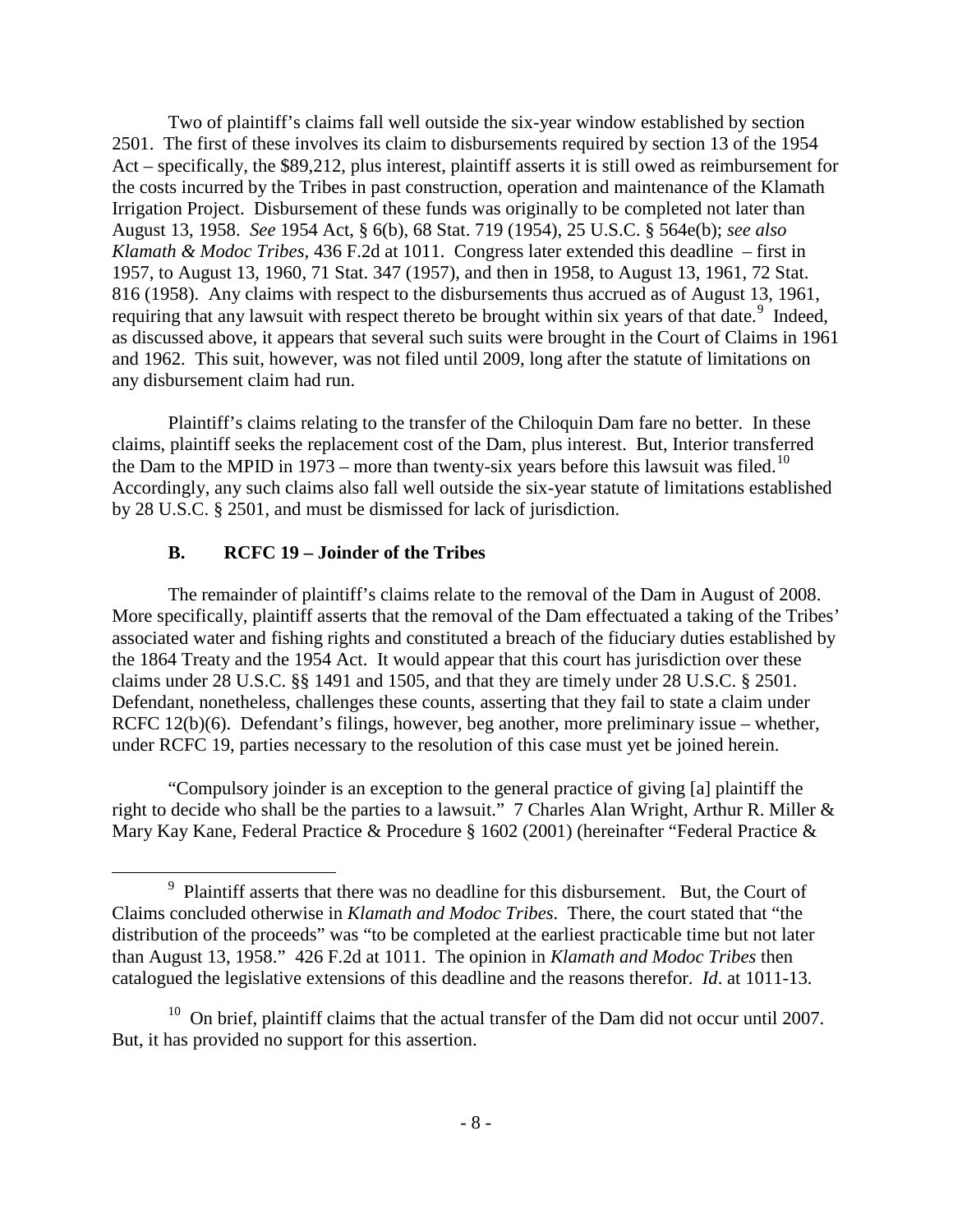Two of plaintiff's claims fall well outside the six-year window established by section 2501. The first of these involves its claim to disbursements required by section 13 of the 1954 Act – specifically, the $89,212, plus interest, plaintiff asserts it is still owed as reimbursement for the costs incurred by the Tribes in past construction, operation and maintenance of the Klamath Irrigation Project. Disbursement of these funds was originally to be completed not later than August 13, 1958. *See* 1954 Act, § 6(b), 68 Stat. 719 (1954), 25 U.S.C. § 564e(b); *see also Klamath & Modoc Tribes*, 436 F.2d at 1011. Congress later extended this deadline – first in 1957, to August 13, 1960, 71 Stat. 347 (1957), and then in 1958, to August 13, 1961, 72 Stat. 816 (1958). Any claims with respect to the disbursements thus accrued as of August 13, 1961, requiring that any lawsuit with respect thereto be brought within six years of that date.[9] Indeed, as discussed above, it appears that several such suits were brought in the Court of Claims in 1961 and 1962. This suit, however, was not filed until 2009, long after the statute of limitations on any disbursement claim had run.

Plaintiff's claims relating to the transfer of the Chiloquin Dam fare no better. In these claims, plaintiff seeks the replacement cost of the Dam, plus interest. But, Interior transferred the Dam to the MPID in 1973 – more than twenty-six years before this lawsuit was filed.[10] Accordingly, any such claims also fall well outside the six-year statute of limitations established by 28 U.S.C. § 2501, and must be dismissed for lack of jurisdiction.

### B. RCFC 19 – Joinder of the Tribes

The remainder of plaintiff's claims relate to the removal of the Dam in August of 2008. More specifically, plaintiff asserts that the removal of the Dam effectuated a taking of the Tribes' associated water and fishing rights and constituted a breach of the fiduciary duties established by the 1864 Treaty and the 1954 Act. It would appear that this court has jurisdiction over these claims under 28 U.S.C. §§ 1491 and 1505, and that they are timely under 28 U.S.C. § 2501. Defendant, nonetheless, challenges these counts, asserting that they fail to state a claim under RCFC 12(b)(6). Defendant's filings, however, beg another, more preliminary issue – whether, under RCFC 19, parties necessary to the resolution of this case must yet be joined herein.

"Compulsory joinder is an exception to the general practice of giving [a] plaintiff the right to decide who shall be the parties to a lawsuit." 7 Charles Alan Wright, Arthur R. Miller & Mary Kay Kane, Federal Practice & Procedure § 1602 (2001) (hereinafter "Federal Practice &

---

[9] Plaintiff asserts that there was no deadline for this disbursement. But, the Court of Claims concluded otherwise in *Klamath and Modoc Tribes*. There, the court stated that "the distribution of the proceeds" was "to be completed at the earliest practicable time but not later than August 13, 1958." 426 F.2d at 1011. The opinion in *Klamath and Modoc Tribes* then catalogued the legislative extensions of this deadline and the reasons therefor. *Id*. at 1011-13.

[10] On brief, plaintiff claims that the actual transfer of the Dam did not occur until 2007. But, it has provided no support for this assertion.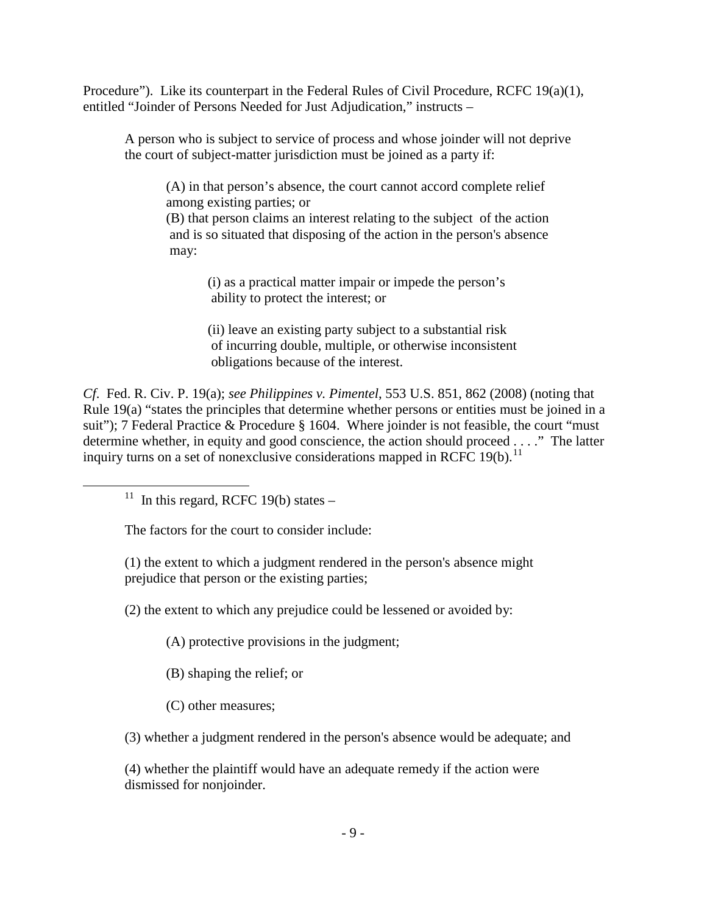Procedure"). Like its counterpart in the Federal Rules of Civil Procedure, RCFC 19(a)(1), entitled "Joinder of Persons Needed for Just Adjudication," instructs –

> A person who is subject to service of process and whose joinder will not deprive the court of subject-matter jurisdiction must be joined as a party if:
>
> > (A) in that person's absence, the court cannot accord complete relief among existing parties; or
> > (B) that person claims an interest relating to the subject of the action and is so situated that disposing of the action in the person's absence may:
> >
> > > (i) as a practical matter impair or impede the person's ability to protect the interest; or
> > >
> > > (ii) leave an existing party subject to a substantial risk of incurring double, multiple, or otherwise inconsistent obligations because of the interest.

*Cf.* Fed. R. Civ. P. 19(a); *see Philippines v. Pimentel*, 553 U.S. 851, 862 (2008) (noting that Rule 19(a) "states the principles that determine whether persons or entities must be joined in a suit"); 7 Federal Practice & Procedure § 1604. Where joinder is not feasible, the court "must determine whether, in equity and good conscience, the action should proceed . . . ." The latter inquiry turns on a set of nonexclusive considerations mapped in RCFC 19(b).[11]

---

[11] In this regard, RCFC 19(b) states –

> The factors for the court to consider include:
>
> (1) the extent to which a judgment rendered in the person's absence might prejudice that person or the existing parties;
>
> (2) the extent to which any prejudice could be lessened or avoided by:
>
> > (A) protective provisions in the judgment;
> >
> > (B) shaping the relief; or
> >
> > (C) other measures;
>
> (3) whether a judgment rendered in the person's absence would be adequate; and
>
> (4) whether the plaintiff would have an adequate remedy if the action were dismissed for nonjoinder.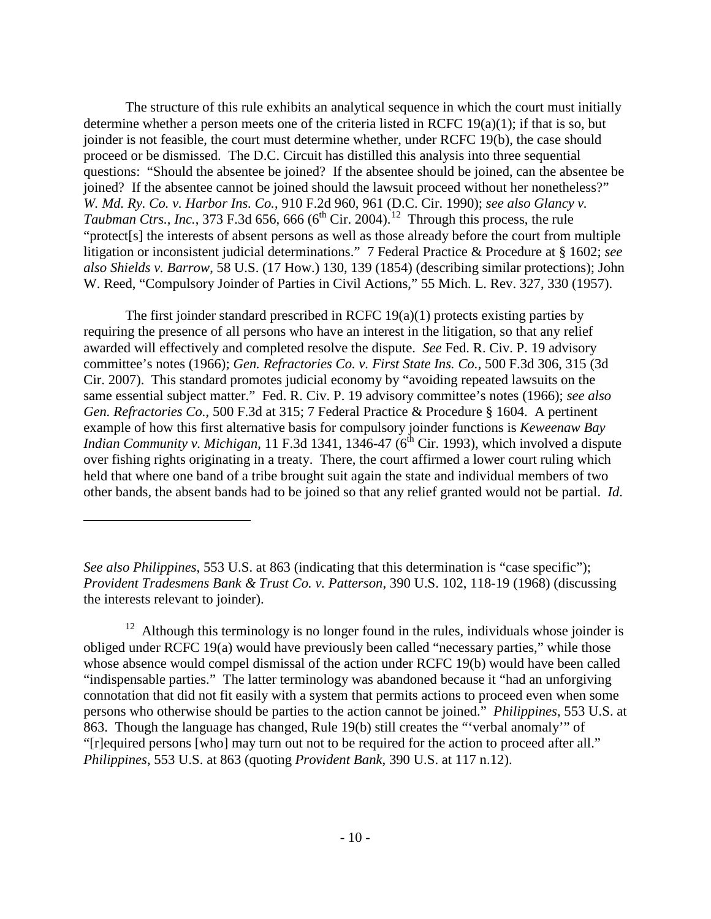The structure of this rule exhibits an analytical sequence in which the court must initially determine whether a person meets one of the criteria listed in RCFC 19(a)(1); if that is so, but joinder is not feasible, the court must determine whether, under RCFC 19(b), the case should proceed or be dismissed. The D.C. Circuit has distilled this analysis into three sequential questions: "Should the absentee be joined? If the absentee should be joined, can the absentee be joined? If the absentee cannot be joined should the lawsuit proceed without her nonetheless?" *W. Md. Ry. Co. v. Harbor Ins. Co.*, 910 F.2d 960, 961 (D.C. Cir. 1990); *see also Glancy v. Taubman Ctrs., Inc.*, 373 F.3d 656, 666 (6th Cir. 2004).[12] Through this process, the rule "protect[s] the interests of absent persons as well as those already before the court from multiple litigation or inconsistent judicial determinations." 7 Federal Practice & Procedure at § 1602; *see also Shields v. Barrow*, 58 U.S. (17 How.) 130, 139 (1854) (describing similar protections); John W. Reed, "Compulsory Joinder of Parties in Civil Actions," 55 Mich. L. Rev. 327, 330 (1957).

The first joinder standard prescribed in RCFC 19(a)(1) protects existing parties by requiring the presence of all persons who have an interest in the litigation, so that any relief awarded will effectively and completed resolve the dispute. *See* Fed. R. Civ. P. 19 advisory committee's notes (1966); *Gen. Refractories Co. v. First State Ins. Co.*, 500 F.3d 306, 315 (3d Cir. 2007). This standard promotes judicial economy by "avoiding repeated lawsuits on the same essential subject matter." Fed. R. Civ. P. 19 advisory committee's notes (1966); *see also Gen. Refractories Co.*, 500 F.3d at 315; 7 Federal Practice & Procedure § 1604. A pertinent example of how this first alternative basis for compulsory joinder functions is *Keweenaw Bay Indian Community v. Michigan*, 11 F.3d 1341, 1346-47 (6th Cir. 1993), which involved a dispute over fishing rights originating in a treaty. There, the court affirmed a lower court ruling which held that where one band of a tribe brought suit again the state and individual members of two other bands, the absent bands had to be joined so that any relief granted would not be partial. *Id.*

---

*See also Philippines*, 553 U.S. at 863 (indicating that this determination is "case specific"); *Provident Tradesmens Bank & Trust Co. v. Patterson*, 390 U.S. 102, 118-19 (1968) (discussing the interests relevant to joinder).

[12] Although this terminology is no longer found in the rules, individuals whose joinder is obliged under RCFC 19(a) would have previously been called "necessary parties," while those whose absence would compel dismissal of the action under RCFC 19(b) would have been called "indispensable parties." The latter terminology was abandoned because it "had an unforgiving connotation that did not fit easily with a system that permits actions to proceed even when some persons who otherwise should be parties to the action cannot be joined." *Philippines*, 553 U.S. at 863. Though the language has changed, Rule 19(b) still creates the "'verbal anomaly'" of "[r]equired persons [who] may turn out not to be required for the action to proceed after all." *Philippines*, 553 U.S. at 863 (quoting *Provident Bank*, 390 U.S. at 117 n.12).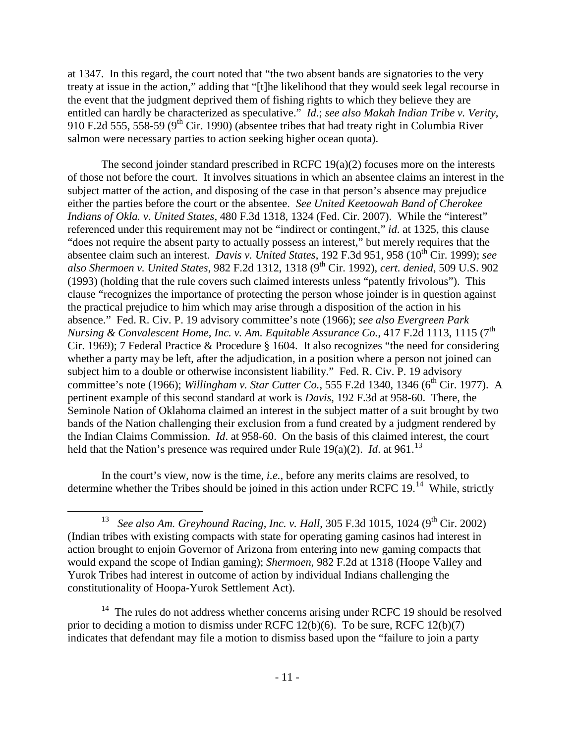at 1347. In this regard, the court noted that "the two absent bands are signatories to the very treaty at issue in the action," adding that "[t]he likelihood that they would seek legal recourse in the event that the judgment deprived them of fishing rights to which they believe they are entitled can hardly be characterized as speculative." *Id*.; *see also Makah Indian Tribe v. Verity*, 910 F.2d 555, 558-59 (9th Cir. 1990) (absentee tribes that had treaty right in Columbia River salmon were necessary parties to action seeking higher ocean quota).

The second joinder standard prescribed in RCFC 19(a)(2) focuses more on the interests of those not before the court. It involves situations in which an absentee claims an interest in the subject matter of the action, and disposing of the case in that person's absence may prejudice either the parties before the court or the absentee. *See United Keetoowah Band of Cherokee Indians of Okla. v. United States*, 480 F.3d 1318, 1324 (Fed. Cir. 2007). While the "interest" referenced under this requirement may not be "indirect or contingent," *id*. at 1325, this clause "does not require the absent party to actually possess an interest," but merely requires that the absentee claim such an interest. *Davis v. United States*, 192 F.3d 951, 958 (10th Cir. 1999); *see also Shermoen v. United States*, 982 F.2d 1312, 1318 (9th Cir. 1992), *cert. denied*, 509 U.S. 902 (1993) (holding that the rule covers such claimed interests unless "patently frivolous"). This clause "recognizes the importance of protecting the person whose joinder is in question against the practical prejudice to him which may arise through a disposition of the action in his absence." Fed. R. Civ. P. 19 advisory committee's note (1966); *see also Evergreen Park Nursing & Convalescent Home, Inc. v. Am. Equitable Assurance Co.*, 417 F.2d 1113, 1115 (7th Cir. 1969); 7 Federal Practice & Procedure § 1604. It also recognizes "the need for considering whether a party may be left, after the adjudication, in a position where a person not joined can subject him to a double or otherwise inconsistent liability." Fed. R. Civ. P. 19 advisory committee's note (1966); *Willingham v. Star Cutter Co.*, 555 F.2d 1340, 1346 (6th Cir. 1977). A pertinent example of this second standard at work is *Davis*, 192 F.3d at 958-60. There, the Seminole Nation of Oklahoma claimed an interest in the subject matter of a suit brought by two bands of the Nation challenging their exclusion from a fund created by a judgment rendered by the Indian Claims Commission. *Id*. at 958-60. On the basis of this claimed interest, the court held that the Nation's presence was required under Rule 19(a)(2). *Id*. at 961.[13]

In the court's view, now is the time, *i.e.*, before any merits claims are resolved, to determine whether the Tribes should be joined in this action under RCFC 19.[14] While, strictly

---

[13] *See also Am. Greyhound Racing, Inc. v. Hall*, 305 F.3d 1015, 1024 (9th Cir. 2002) (Indian tribes with existing compacts with state for operating gaming casinos had interest in action brought to enjoin Governor of Arizona from entering into new gaming compacts that would expand the scope of Indian gaming); *Shermoen*, 982 F.2d at 1318 (Hoope Valley and Yurok Tribes had interest in outcome of action by individual Indians challenging the constitutionality of Hoopa-Yurok Settlement Act).

[14] The rules do not address whether concerns arising under RCFC 19 should be resolved prior to deciding a motion to dismiss under RCFC 12(b)(6). To be sure, RCFC 12(b)(7) indicates that defendant may file a motion to dismiss based upon the "failure to join a party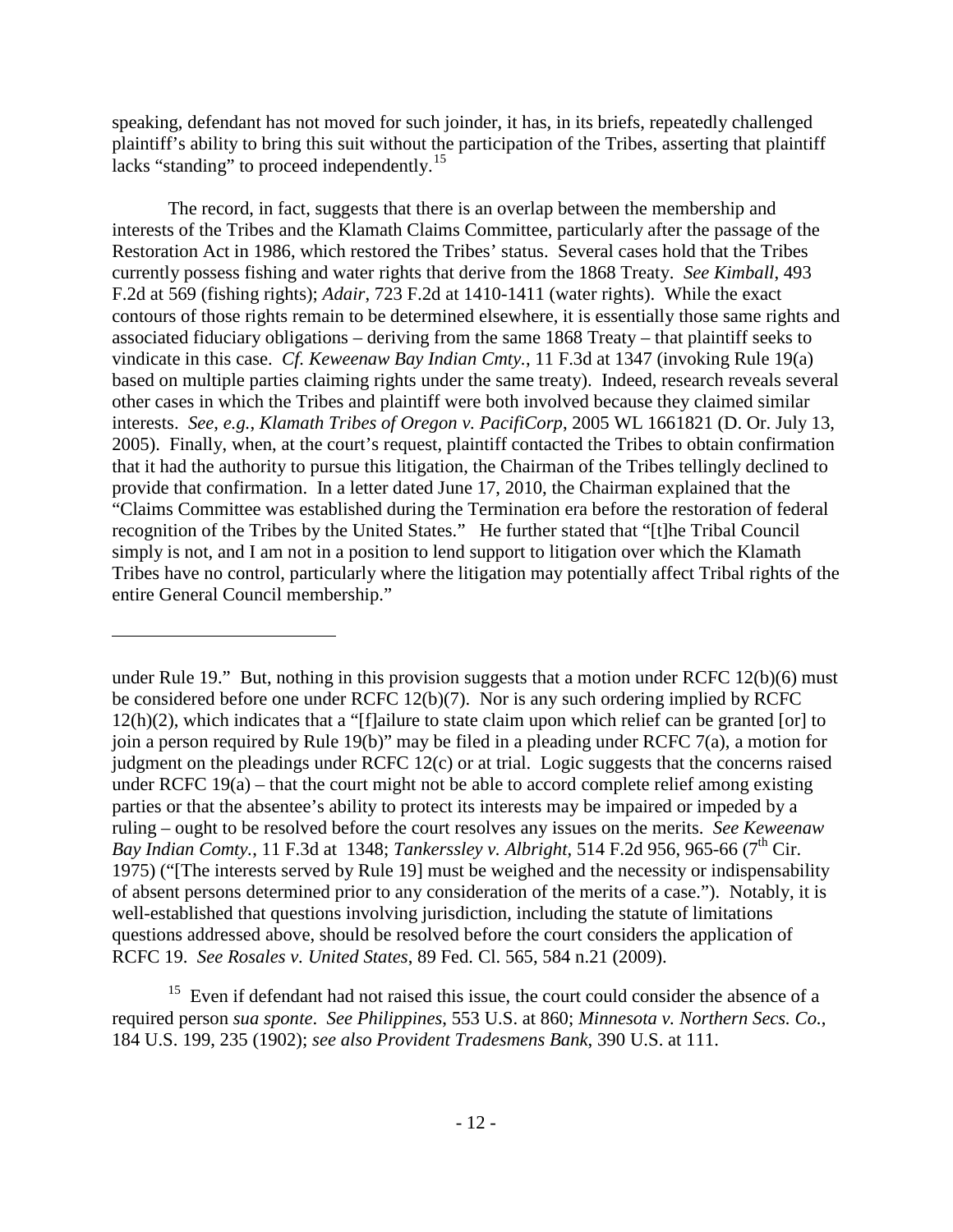speaking, defendant has not moved for such joinder, it has, in its briefs, repeatedly challenged plaintiff's ability to bring this suit without the participation of the Tribes, asserting that plaintiff lacks "standing" to proceed independently.[15]

The record, in fact, suggests that there is an overlap between the membership and interests of the Tribes and the Klamath Claims Committee, particularly after the passage of the Restoration Act in 1986, which restored the Tribes' status. Several cases hold that the Tribes currently possess fishing and water rights that derive from the 1868 Treaty. *See Kimball*, 493 F.2d at 569 (fishing rights); *Adair*, 723 F.2d at 1410-1411 (water rights). While the exact contours of those rights remain to be determined elsewhere, it is essentially those same rights and associated fiduciary obligations – deriving from the same 1868 Treaty – that plaintiff seeks to vindicate in this case. *Cf. Keweenaw Bay Indian Cmty.*, 11 F.3d at 1347 (invoking Rule 19(a) based on multiple parties claiming rights under the same treaty). Indeed, research reveals several other cases in which the Tribes and plaintiff were both involved because they claimed similar interests. *See, e.g., Klamath Tribes of Oregon v. PacifiCorp*, 2005 WL 1661821 (D. Or. July 13, 2005). Finally, when, at the court's request, plaintiff contacted the Tribes to obtain confirmation that it had the authority to pursue this litigation, the Chairman of the Tribes tellingly declined to provide that confirmation. In a letter dated June 17, 2010, the Chairman explained that the "Claims Committee was established during the Termination era before the restoration of federal recognition of the Tribes by the United States." He further stated that "[t]he Tribal Council simply is not, and I am not in a position to lend support to litigation over which the Klamath Tribes have no control, particularly where the litigation may potentially affect Tribal rights of the entire General Council membership."

---

under Rule 19." But, nothing in this provision suggests that a motion under RCFC 12(b)(6) must be considered before one under RCFC 12(b)(7). Nor is any such ordering implied by RCFC 12(h)(2), which indicates that a "[f]ailure to state claim upon which relief can be granted [or] to join a person required by Rule 19(b)" may be filed in a pleading under RCFC 7(a), a motion for judgment on the pleadings under RCFC 12(c) or at trial. Logic suggests that the concerns raised under RCFC 19(a) – that the court might not be able to accord complete relief among existing parties or that the absentee's ability to protect its interests may be impaired or impeded by a ruling – ought to be resolved before the court resolves any issues on the merits. *See Keweenaw Bay Indian Comty.*, 11 F.3d at 1348; *Tankerssley v. Albright*, 514 F.2d 956, 965-66 (7th Cir. 1975) ("[The interests served by Rule 19] must be weighed and the necessity or indispensability of absent persons determined prior to any consideration of the merits of a case."). Notably, it is well-established that questions involving jurisdiction, including the statute of limitations questions addressed above, should be resolved before the court considers the application of RCFC 19. *See Rosales v. United States*, 89 Fed. Cl. 565, 584 n.21 (2009).

[15] Even if defendant had not raised this issue, the court could consider the absence of a required person *sua sponte*. *See Philippines*, 553 U.S. at 860; *Minnesota v. Northern Secs. Co.*, 184 U.S. 199, 235 (1902); *see also Provident Tradesmens Bank*, 390 U.S. at 111.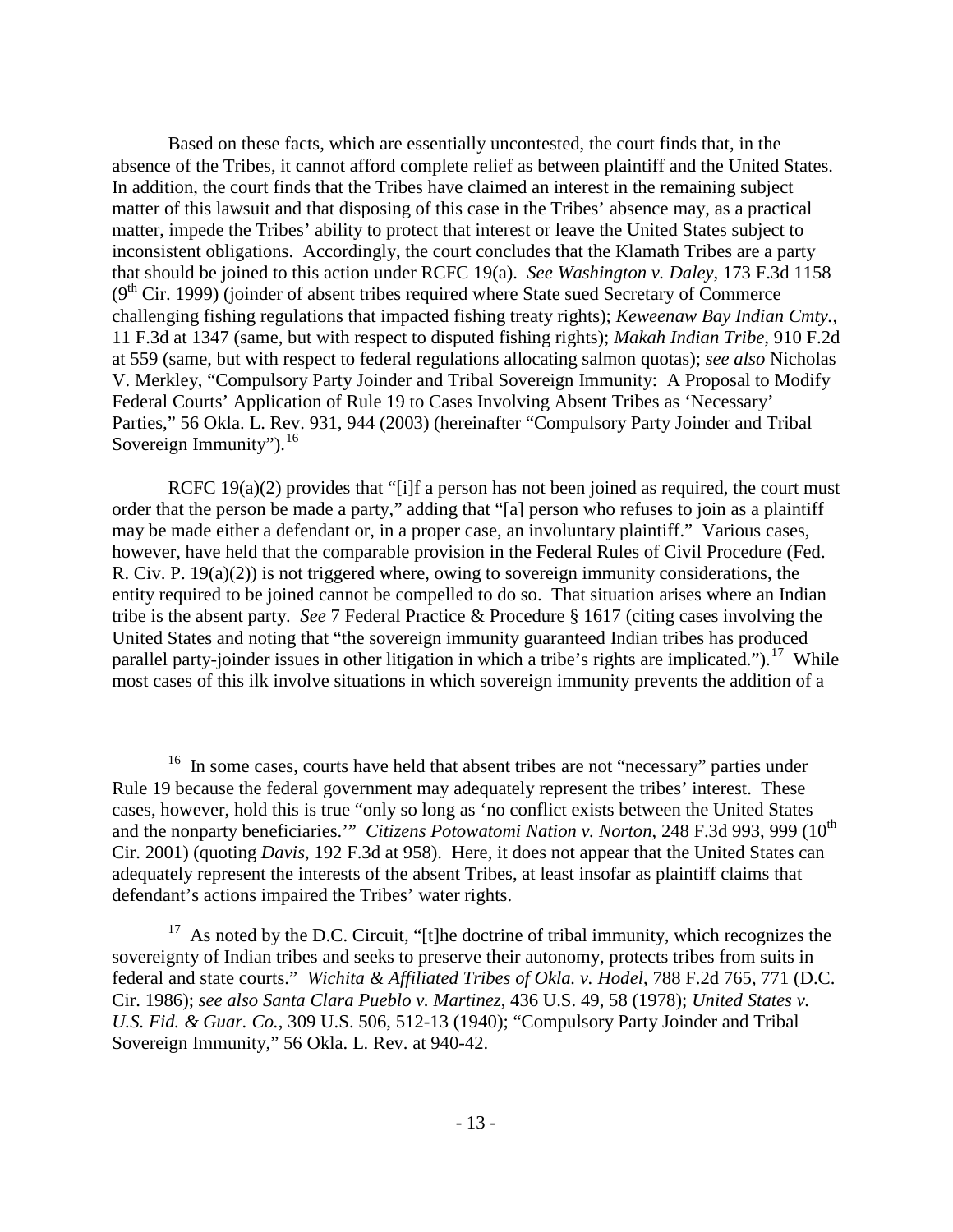Based on these facts, which are essentially uncontested, the court finds that, in the absence of the Tribes, it cannot afford complete relief as between plaintiff and the United States. In addition, the court finds that the Tribes have claimed an interest in the remaining subject matter of this lawsuit and that disposing of this case in the Tribes' absence may, as a practical matter, impede the Tribes' ability to protect that interest or leave the United States subject to inconsistent obligations. Accordingly, the court concludes that the Klamath Tribes are a party that should be joined to this action under RCFC 19(a). *See Washington v. Daley*, 173 F.3d 1158 (9th Cir. 1999) (joinder of absent tribes required where State sued Secretary of Commerce challenging fishing regulations that impacted fishing treaty rights); *Keweenaw Bay Indian Cmty.*, 11 F.3d at 1347 (same, but with respect to disputed fishing rights); *Makah Indian Tribe*, 910 F.2d at 559 (same, but with respect to federal regulations allocating salmon quotas); *see also* Nicholas V. Merkley, "Compulsory Party Joinder and Tribal Sovereign Immunity: A Proposal to Modify Federal Courts' Application of Rule 19 to Cases Involving Absent Tribes as 'Necessary' Parties," 56 Okla. L. Rev. 931, 944 (2003) (hereinafter "Compulsory Party Joinder and Tribal Sovereign Immunity").[16]

RCFC 19(a)(2) provides that "[i]f a person has not been joined as required, the court must order that the person be made a party," adding that "[a] person who refuses to join as a plaintiff may be made either a defendant or, in a proper case, an involuntary plaintiff." Various cases, however, have held that the comparable provision in the Federal Rules of Civil Procedure (Fed. R. Civ. P. 19(a)(2)) is not triggered where, owing to sovereign immunity considerations, the entity required to be joined cannot be compelled to do so. That situation arises where an Indian tribe is the absent party. *See* 7 Federal Practice & Procedure § 1617 (citing cases involving the United States and noting that "the sovereign immunity guaranteed Indian tribes has produced parallel party-joinder issues in other litigation in which a tribe's rights are implicated.").[17] While most cases of this ilk involve situations in which sovereign immunity prevents the addition of a

---

[16] In some cases, courts have held that absent tribes are not "necessary" parties under Rule 19 because the federal government may adequately represent the tribes' interest. These cases, however, hold this is true "only so long as 'no conflict exists between the United States and the nonparty beneficiaries.'" *Citizens Potowatomi Nation v. Norton*, 248 F.3d 993, 999 (10th Cir. 2001) (quoting *Davis*, 192 F.3d at 958). Here, it does not appear that the United States can adequately represent the interests of the absent Tribes, at least insofar as plaintiff claims that defendant's actions impaired the Tribes' water rights.

[17] As noted by the D.C. Circuit, "[t]he doctrine of tribal immunity, which recognizes the sovereignty of Indian tribes and seeks to preserve their autonomy, protects tribes from suits in federal and state courts." *Wichita & Affiliated Tribes of Okla. v. Hodel*, 788 F.2d 765, 771 (D.C. Cir. 1986); *see also Santa Clara Pueblo v. Martinez*, 436 U.S. 49, 58 (1978); *United States v. U.S. Fid. & Guar. Co.*, 309 U.S. 506, 512-13 (1940); "Compulsory Party Joinder and Tribal Sovereign Immunity," 56 Okla. L. Rev. at 940-42.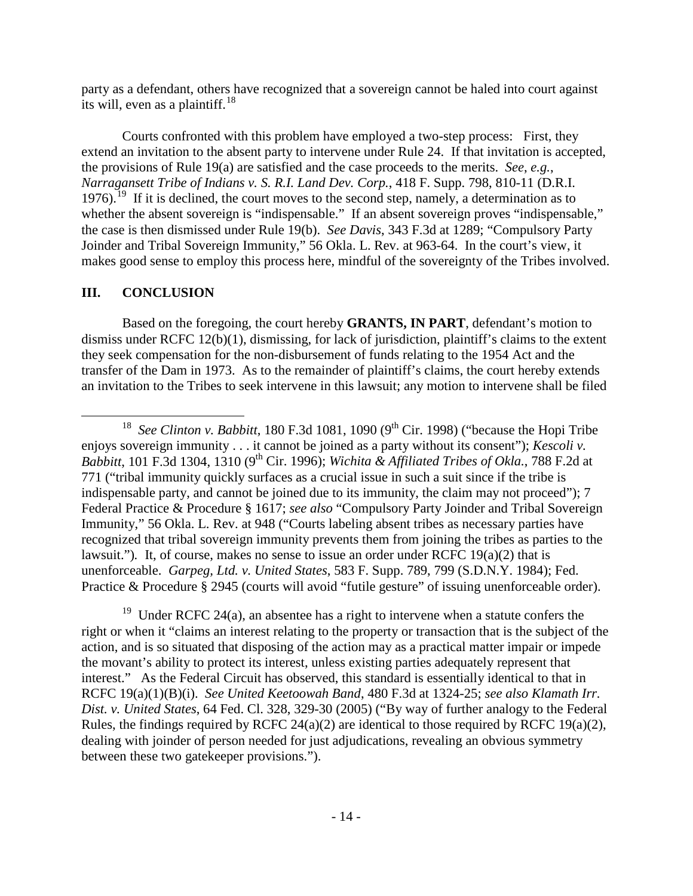party as a defendant, others have recognized that a sovereign cannot be haled into court against its will, even as a plaintiff.[18]

Courts confronted with this problem have employed a two-step process: First, they extend an invitation to the absent party to intervene under Rule 24. If that invitation is accepted, the provisions of Rule 19(a) are satisfied and the case proceeds to the merits. *See, e.g.*, *Narragansett Tribe of Indians v. S. R.I. Land Dev. Corp.*, 418 F. Supp. 798, 810-11 (D.R.I. 1976).[19] If it is declined, the court moves to the second step, namely, a determination as to whether the absent sovereign is "indispensable." If an absent sovereign proves "indispensable," the case is then dismissed under Rule 19(b). *See Davis*, 343 F.3d at 1289; "Compulsory Party Joinder and Tribal Sovereign Immunity," 56 Okla. L. Rev. at 963-64. In the court's view, it makes good sense to employ this process here, mindful of the sovereignty of the Tribes involved.

## III. CONCLUSION

Based on the foregoing, the court hereby **GRANTS, IN PART**, defendant's motion to dismiss under RCFC 12(b)(1), dismissing, for lack of jurisdiction, plaintiff's claims to the extent they seek compensation for the non-disbursement of funds relating to the 1954 Act and the transfer of the Dam in 1973. As to the remainder of plaintiff's claims, the court hereby extends an invitation to the Tribes to seek intervene in this lawsuit; any motion to intervene shall be filed

---

[18] *See Clinton v. Babbitt*, 180 F.3d 1081, 1090 (9th Cir. 1998) ("because the Hopi Tribe enjoys sovereign immunity . . . it cannot be joined as a party without its consent"); *Kescoli v. Babbitt*, 101 F.3d 1304, 1310 (9th Cir. 1996); *Wichita & Affiliated Tribes of Okla.*, 788 F.2d at 771 ("tribal immunity quickly surfaces as a crucial issue in such a suit since if the tribe is indispensable party, and cannot be joined due to its immunity, the claim may not proceed"); 7 Federal Practice & Procedure § 1617; *see also* "Compulsory Party Joinder and Tribal Sovereign Immunity," 56 Okla. L. Rev. at 948 ("Courts labeling absent tribes as necessary parties have recognized that tribal sovereign immunity prevents them from joining the tribes as parties to the lawsuit."). It, of course, makes no sense to issue an order under RCFC 19(a)(2) that is unenforceable. *Garpeg, Ltd. v. United States*, 583 F. Supp. 789, 799 (S.D.N.Y. 1984); Fed. Practice & Procedure § 2945 (courts will avoid "futile gesture" of issuing unenforceable order).

[19] Under RCFC 24(a), an absentee has a right to intervene when a statute confers the right or when it "claims an interest relating to the property or transaction that is the subject of the action, and is so situated that disposing of the action may as a practical matter impair or impede the movant's ability to protect its interest, unless existing parties adequately represent that interest." As the Federal Circuit has observed, this standard is essentially identical to that in RCFC 19(a)(1)(B)(i). *See United Keetoowah Band*, 480 F.3d at 1324-25; *see also Klamath Irr. Dist. v. United States*, 64 Fed. Cl. 328, 329-30 (2005) ("By way of further analogy to the Federal Rules, the findings required by RCFC 24(a)(2) are identical to those required by RCFC 19(a)(2), dealing with joinder of person needed for just adjudications, revealing an obvious symmetry between these two gatekeeper provisions.").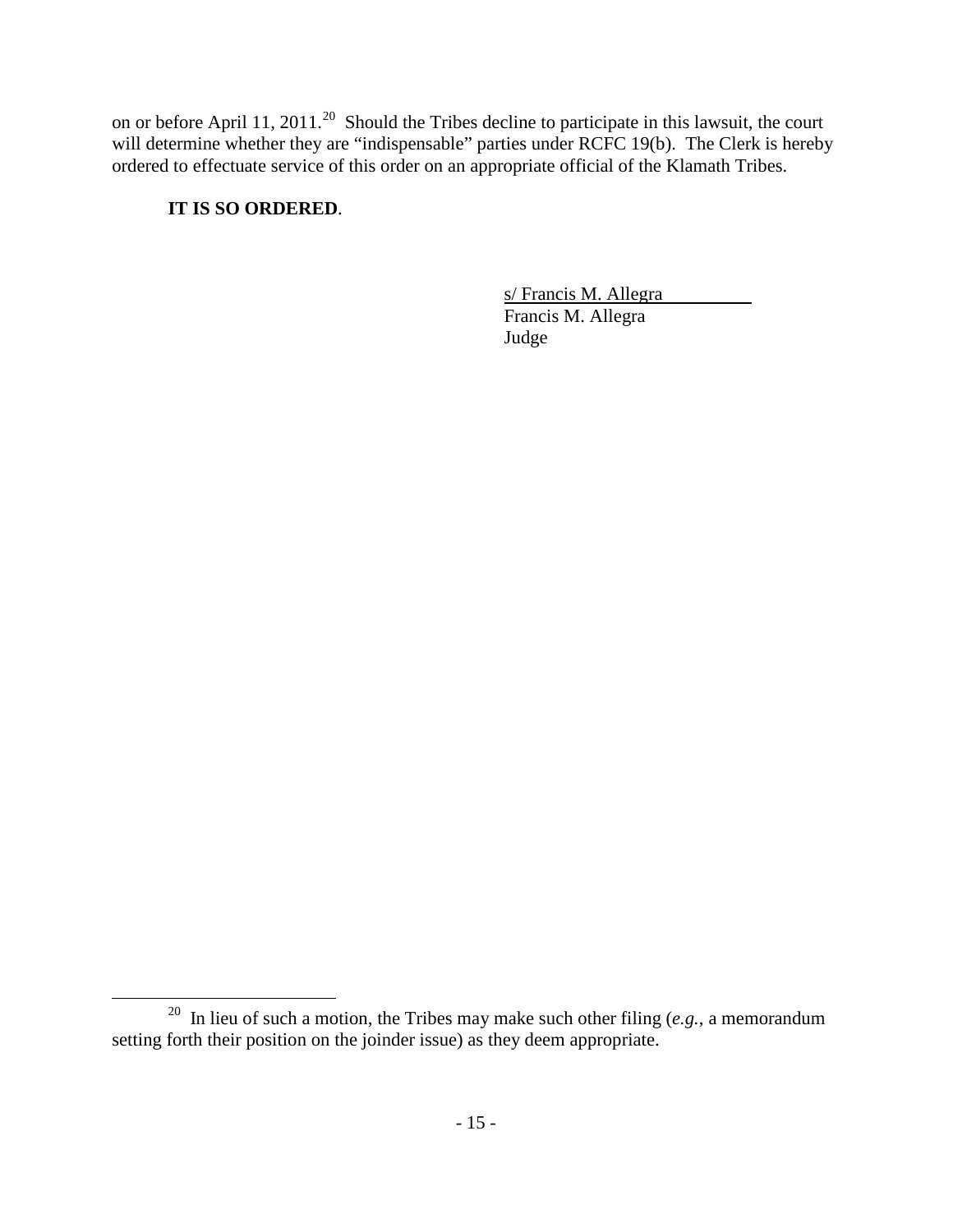on or before April 11, 2011.[20] Should the Tribes decline to participate in this lawsuit, the court will determine whether they are "indispensable" parties under RCFC 19(b). The Clerk is hereby ordered to effectuate service of this order on an appropriate official of the Klamath Tribes.

**IT IS SO ORDERED**.

s/ Francis M. Allegra
Francis M. Allegra
Judge

[20] In lieu of such a motion, the Tribes may make such other filing (*e.g.*, a memorandum setting forth their position on the joinder issue) as they deem appropriate.